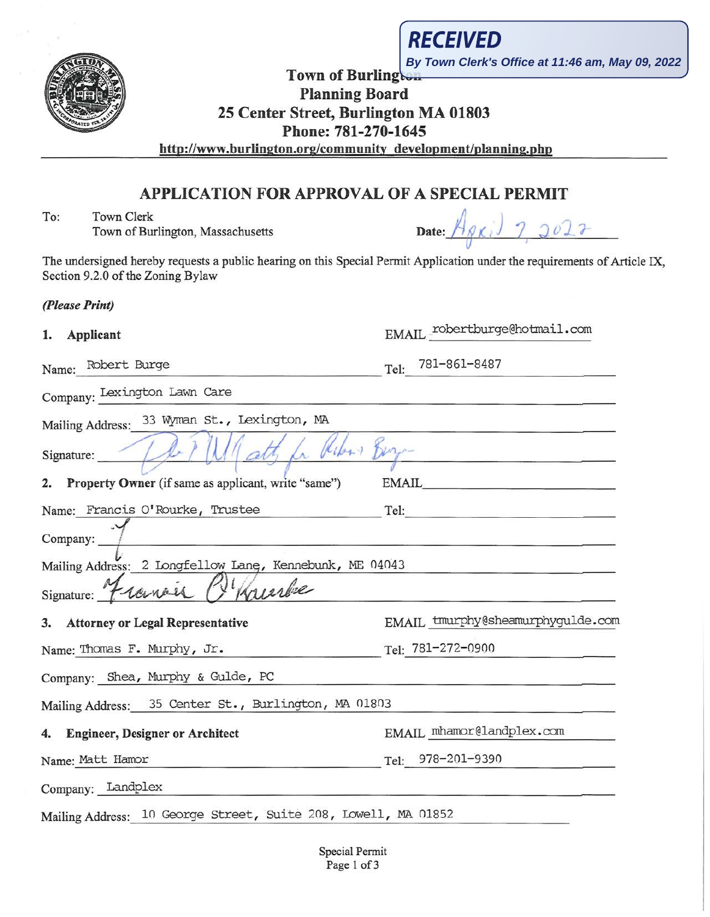**RECEIVED**
*By Town Clerk's Office at 11:46 am, May 09, 2022*

**Town of Burlington**
**Planning Board**
**25 Center Street, Burlington MA 01803**
**Phone: 781-270-1645**
**http://www.burlington.org/community_development/planning.php**

## APPLICATION FOR APPROVAL OF A SPECIAL PERMIT

To: Town Clerk
Town of Burlington, Massachusetts

**Date:** April 7, 2022

The undersigned hereby requests a public hearing on this Special Permit Application under the requirements of Article IX, Section 9.2.0 of the Zoning Bylaw

***(Please Print)***

**1. Applicant**

EMAIL: robertburge@hotmail.com

Name: Robert Burge

Tel: 781-861-8487

Company: Lexington Lawn Care

Mailing Address: 33 Wyman St., Lexington, MA

Signature: [signature] atty for Robert Burge

**2. Property Owner** (if same as applicant, write "same")

EMAIL:

Name: Francis O'Rourke, Trustee

Tel:

Company:

Mailing Address: 2 Longfellow Lane, Kennebunk, ME 04043

Signature: Francis O'Rourke

**3. Attorney or Legal Representative**

EMAIL: tmurphy@sheamurphygulde.com

Name: Thomas F. Murphy, Jr.

Tel: 781-272-0900

Company: Shea, Murphy & Gulde, PC

Mailing Address: 35 Center St., Burlington, MA 01803

**4. Engineer, Designer or Architect**

EMAIL: mhamor@landplex.com

Name: Matt Hamor

Tel: 978-201-9390

Company: Landplex

Mailing Address: 10 George Street, Suite 208, Lowell, MA 01852

Special Permit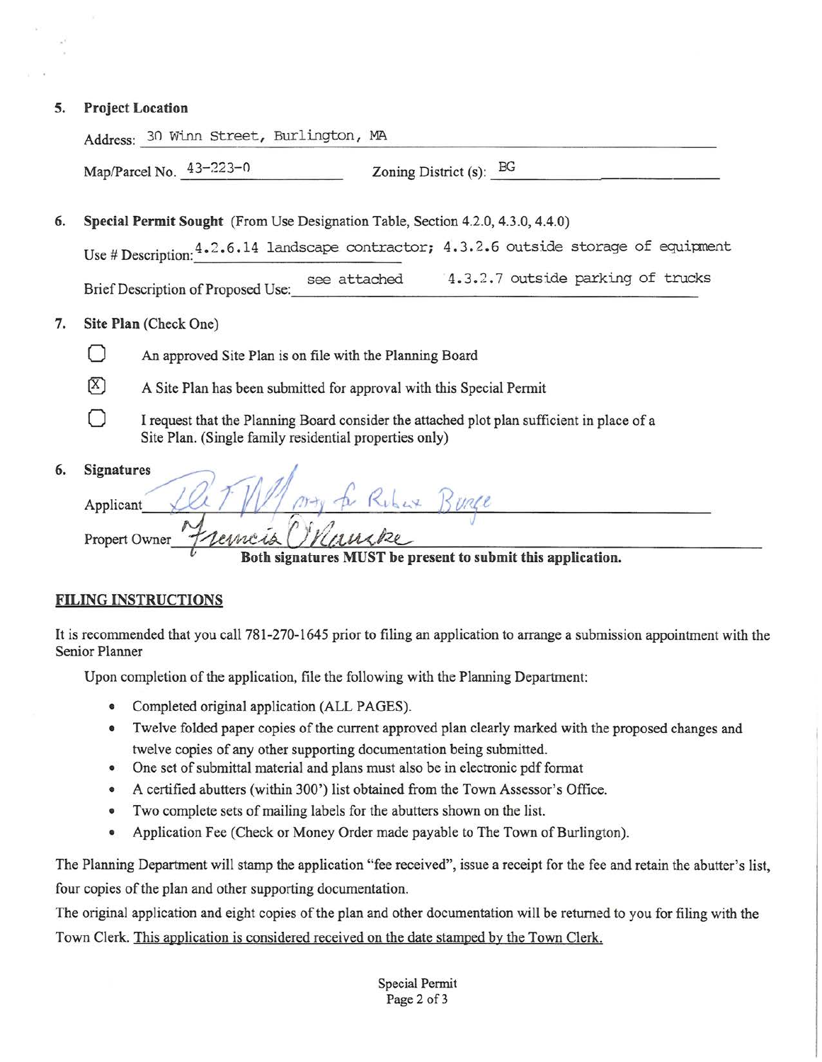**5. Project Location**

Address: 30 Winn Street, Burlington, MA

Map/Parcel No. 43-223-0 Zoning District (s): BG

**6. Special Permit Sought** (From Use Designation Table, Section 4.2.0, 4.3.0, 4.4.0)

Use # Description: 4.2.6.14 landscape contractor; 4.3.2.6 outside storage of equipment

Brief Description of Proposed Use: see attached 4.3.2.7 outside parking of trucks

**7. Site Plan** (Check One)

- [ ] An approved Site Plan is on file with the Planning Board
- [x] A Site Plan has been submitted for approval with this Special Permit
- [ ] I request that the Planning Board consider the attached plot plan sufficient in place of a Site Plan. (Single family residential properties only)

**6. Signatures**

Applicant: *[signature] atty for Ruben Burge*

Propert Owner: *Francis O'Rourke*

**Both signatures MUST be present to submit this application.**

## FILING INSTRUCTIONS

It is recommended that you call 781-270-1645 prior to filing an application to arrange a submission appointment with the Senior Planner

Upon completion of the application, file the following with the Planning Department:

- Completed original application (ALL PAGES).
- Twelve folded paper copies of the current approved plan clearly marked with the proposed changes and twelve copies of any other supporting documentation being submitted.
- One set of submittal material and plans must also be in electronic pdf format
- A certified abutters (within 300') list obtained from the Town Assessor's Office.
- Two complete sets of mailing labels for the abutters shown on the list.
- Application Fee (Check or Money Order made payable to The Town of Burlington).

The Planning Department will stamp the application "fee received", issue a receipt for the fee and retain the abutter's list, four copies of the plan and other supporting documentation.

The original application and eight copies of the plan and other documentation will be returned to you for filing with the Town Clerk. <u>This application is considered received on the date stamped by the Town Clerk.</u>

Special Permit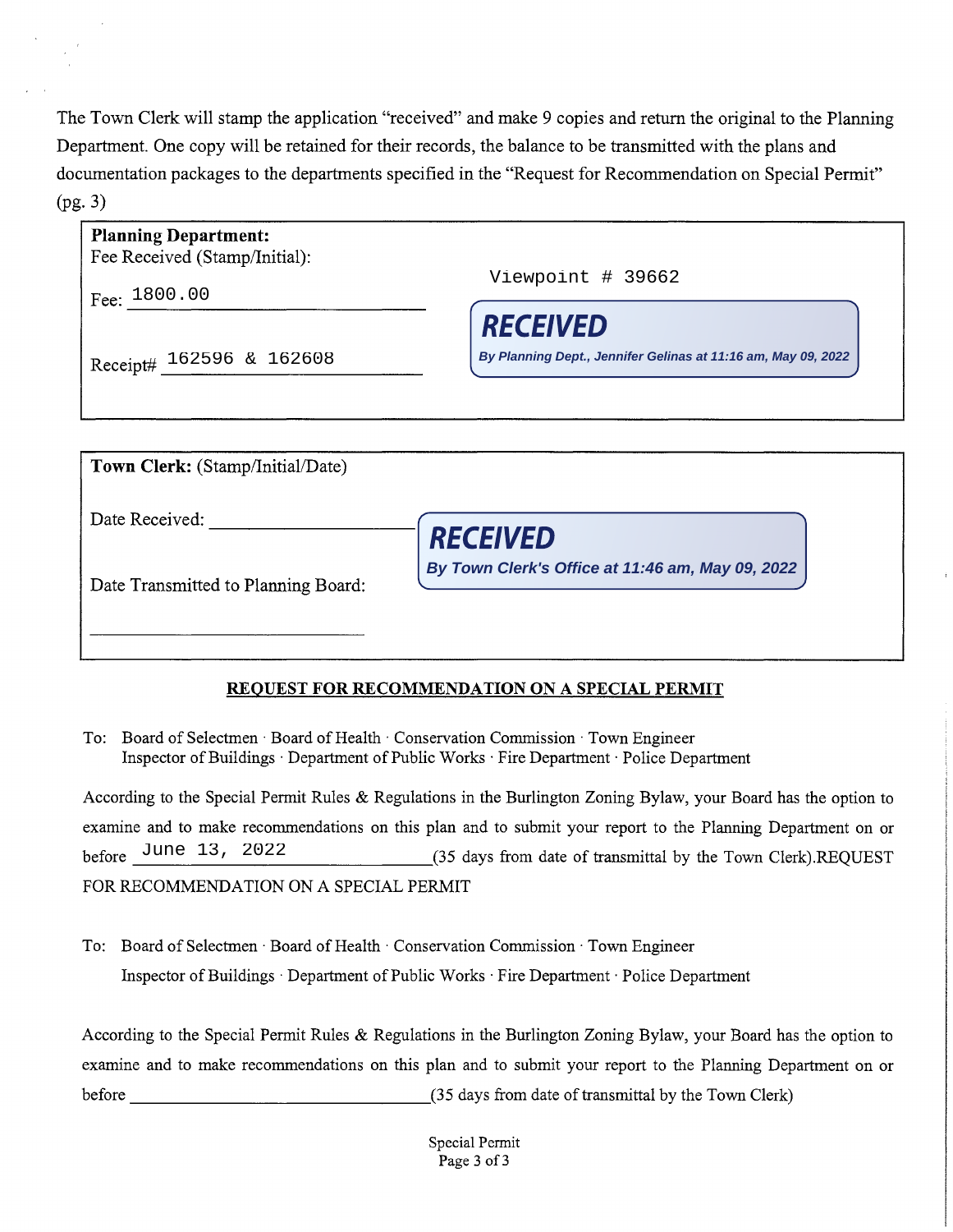The Town Clerk will stamp the application "received" and make 9 copies and return the original to the Planning Department. One copy will be retained for their records, the balance to be transmitted with the plans and documentation packages to the departments specified in the "Request for Recommendation on Special Permit" (pg. 3)

**Planning Department:**
Fee Received (Stamp/Initial):

Viewpoint # 39662

Fee: 1800.00

**RECEIVED**
By Planning Dept., Jennifer Gelinas at 11:16 am, May 09, 2022

Receipt# 162596 & 162608

**Town Clerk:** (Stamp/Initial/Date)

Date Received: ____________________

**RECEIVED**
By Town Clerk's Office at 11:46 am, May 09, 2022

Date Transmitted to Planning Board:

____________________

**REQUEST FOR RECOMMENDATION ON A SPECIAL PERMIT**

To: Board of Selectmen · Board of Health · Conservation Commission · Town Engineer
Inspector of Buildings · Department of Public Works · Fire Department · Police Department

According to the Special Permit Rules & Regulations in the Burlington Zoning Bylaw, your Board has the option to examine and to make recommendations on this plan and to submit your report to the Planning Department on or before June 13, 2022 (35 days from date of transmittal by the Town Clerk).REQUEST FOR RECOMMENDATION ON A SPECIAL PERMIT

To: Board of Selectmen · Board of Health · Conservation Commission · Town Engineer
Inspector of Buildings · Department of Public Works · Fire Department · Police Department

According to the Special Permit Rules & Regulations in the Burlington Zoning Bylaw, your Board has the option to examine and to make recommendations on this plan and to submit your report to the Planning Department on or before ____________________ (35 days from date of transmittal by the Town Clerk)

Special Permit